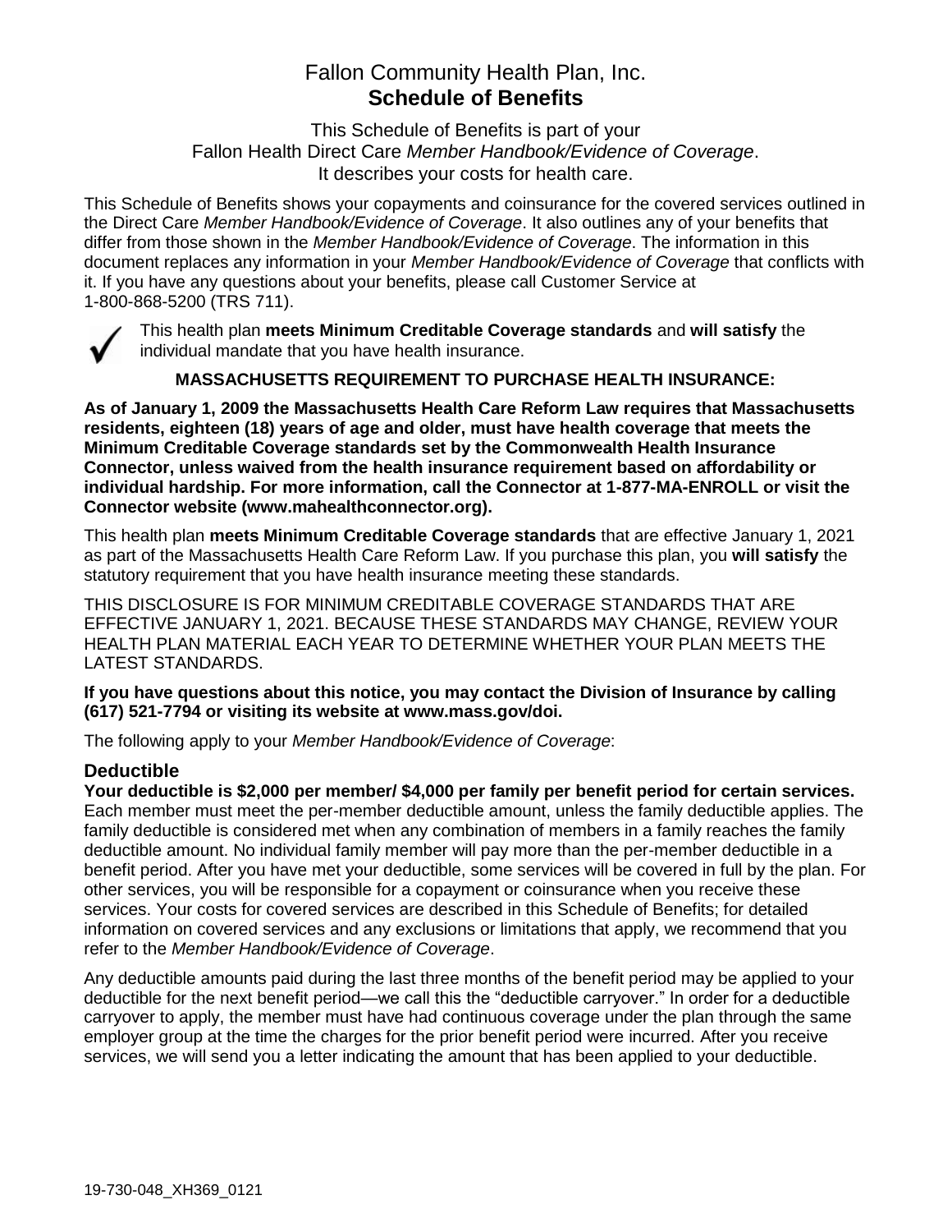# Fallon Community Health Plan, Inc.
## Schedule of Benefits

This Schedule of Benefits is part of your Fallon Health Direct Care *Member Handbook/Evidence of Coverage*. It describes your costs for health care.

This Schedule of Benefits shows your copayments and coinsurance for the covered services outlined in the Direct Care *Member Handbook/Evidence of Coverage*. It also outlines any of your benefits that differ from those shown in the *Member Handbook/Evidence of Coverage*. The information in this document replaces any information in your *Member Handbook/Evidence of Coverage* that conflicts with it. If you have any questions about your benefits, please call Customer Service at 1-800-868-5200 (TRS 711).

✓ This health plan **meets Minimum Creditable Coverage standards** and **will satisfy** the individual mandate that you have health insurance.

**MASSACHUSETTS REQUIREMENT TO PURCHASE HEALTH INSURANCE:**

**As of January 1, 2009 the Massachusetts Health Care Reform Law requires that Massachusetts residents, eighteen (18) years of age and older, must have health coverage that meets the Minimum Creditable Coverage standards set by the Commonwealth Health Insurance Connector, unless waived from the health insurance requirement based on affordability or individual hardship. For more information, call the Connector at 1-877-MA-ENROLL or visit the Connector website (www.mahealthconnector.org).**

This health plan **meets Minimum Creditable Coverage standards** that are effective January 1, 2021 as part of the Massachusetts Health Care Reform Law. If you purchase this plan, you **will satisfy** the statutory requirement that you have health insurance meeting these standards.

THIS DISCLOSURE IS FOR MINIMUM CREDITABLE COVERAGE STANDARDS THAT ARE EFFECTIVE JANUARY 1, 2021. BECAUSE THESE STANDARDS MAY CHANGE, REVIEW YOUR HEALTH PLAN MATERIAL EACH YEAR TO DETERMINE WHETHER YOUR PLAN MEETS THE LATEST STANDARDS.

**If you have questions about this notice, you may contact the Division of Insurance by calling (617) 521-7794 or visiting its website at www.mass.gov/doi.**

The following apply to your *Member Handbook/Evidence of Coverage*:

### Deductible

**Your deductible is $2,000 per member/ $4,000 per family per benefit period for certain services.** Each member must meet the per-member deductible amount, unless the family deductible applies. The family deductible is considered met when any combination of members in a family reaches the family deductible amount. No individual family member will pay more than the per-member deductible in a benefit period. After you have met your deductible, some services will be covered in full by the plan. For other services, you will be responsible for a copayment or coinsurance when you receive these services. Your costs for covered services are described in this Schedule of Benefits; for detailed information on covered services and any exclusions or limitations that apply, we recommend that you refer to the *Member Handbook/Evidence of Coverage*.

Any deductible amounts paid during the last three months of the benefit period may be applied to your deductible for the next benefit period—we call this the "deductible carryover." In order for a deductible carryover to apply, the member must have had continuous coverage under the plan through the same employer group at the time the charges for the prior benefit period were incurred. After you receive services, we will send you a letter indicating the amount that has been applied to your deductible.

19-730-048_XH369_0121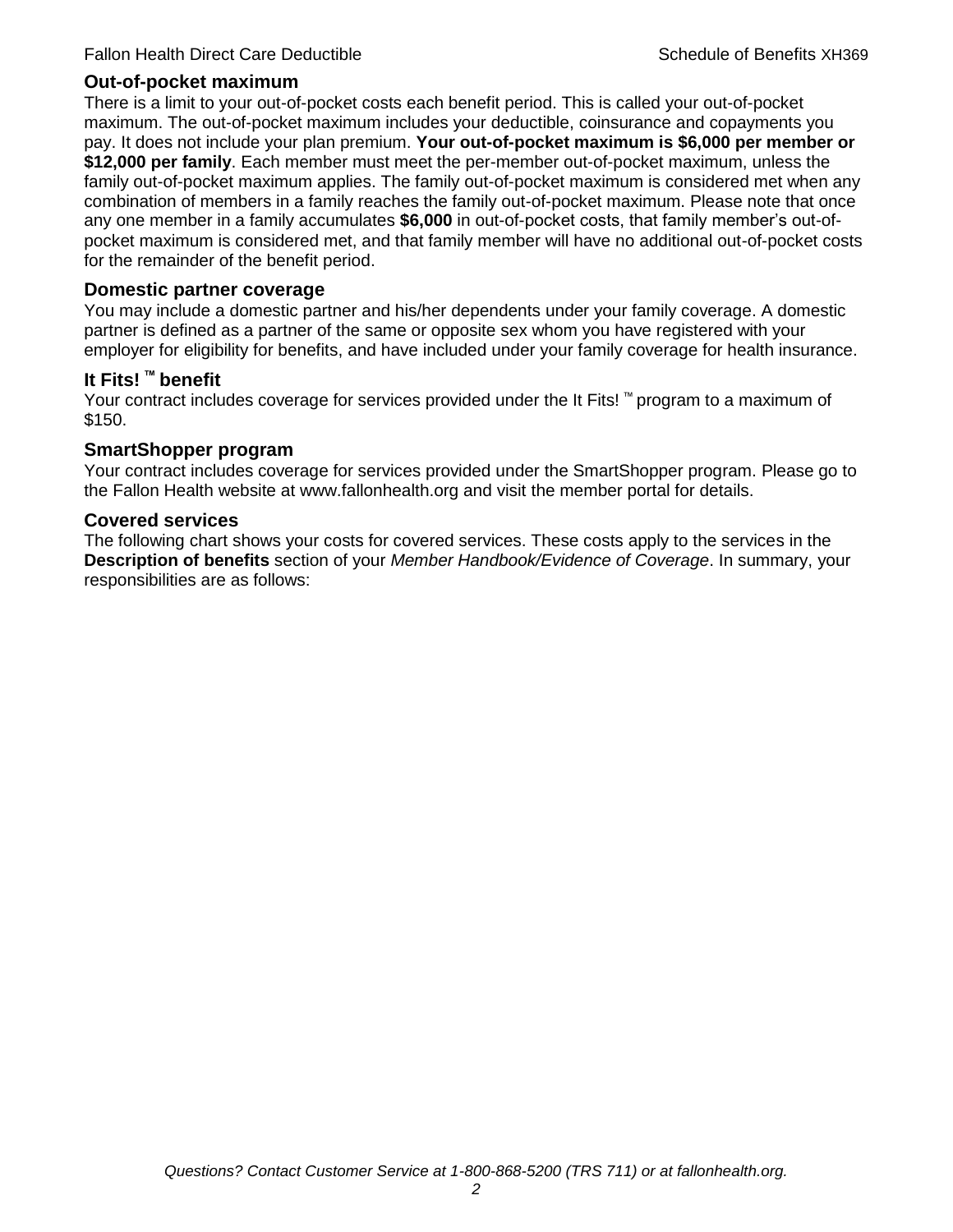## Out-of-pocket maximum

There is a limit to your out-of-pocket costs each benefit period. This is called your out-of-pocket maximum. The out-of-pocket maximum includes your deductible, coinsurance and copayments you pay. It does not include your plan premium. **Your out-of-pocket maximum is $6,000 per member or $12,000 per family**. Each member must meet the per-member out-of-pocket maximum, unless the family out-of-pocket maximum applies. The family out-of-pocket maximum is considered met when any combination of members in a family reaches the family out-of-pocket maximum. Please note that once any one member in a family accumulates **$6,000** in out-of-pocket costs, that family member's out-of-pocket maximum is considered met, and that family member will have no additional out-of-pocket costs for the remainder of the benefit period.

## Domestic partner coverage

You may include a domestic partner and his/her dependents under your family coverage. A domestic partner is defined as a partner of the same or opposite sex whom you have registered with your employer for eligibility for benefits, and have included under your family coverage for health insurance.

## It Fits! ™ benefit

Your contract includes coverage for services provided under the It Fits! ™ program to a maximum of $150.

## SmartShopper program

Your contract includes coverage for services provided under the SmartShopper program. Please go to the Fallon Health website at www.fallonhealth.org and visit the member portal for details.

## Covered services

The following chart shows your costs for covered services. These costs apply to the services in the **Description of benefits** section of your *Member Handbook/Evidence of Coverage*. In summary, your responsibilities are as follows: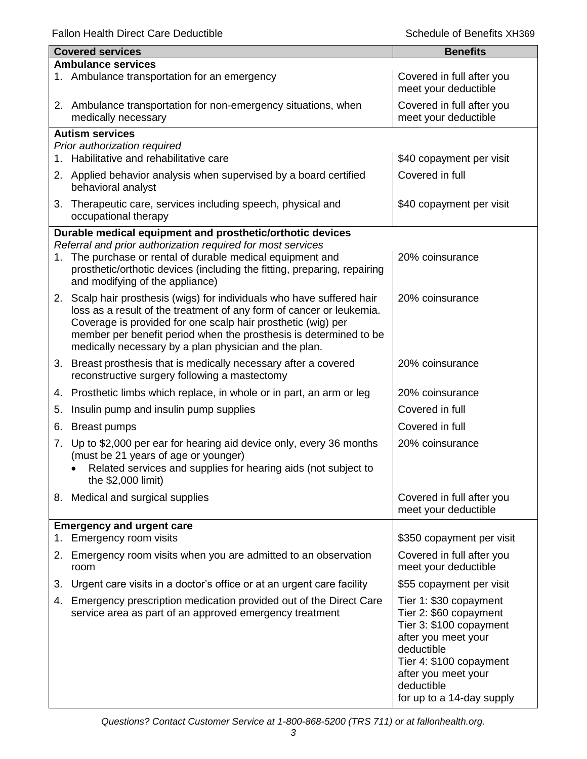| Covered services | Benefits |
|---|---|
| **Ambulance services** | |
| 1. Ambulance transportation for an emergency | Covered in full after you meet your deductible |
| 2. Ambulance transportation for non-emergency situations, when medically necessary | Covered in full after you meet your deductible |
| **Autism services**<br>*Prior authorization required* | |
| 1. Habilitative and rehabilitative care | \$40 copayment per visit |
| 2. Applied behavior analysis when supervised by a board certified behavioral analyst | Covered in full |
| 3. Therapeutic care, services including speech, physical and occupational therapy | \$40 copayment per visit |
| **Durable medical equipment and prosthetic/orthotic devices**<br>*Referral and prior authorization required for most services* | |
| 1. The purchase or rental of durable medical equipment and prosthetic/orthotic devices (including the fitting, preparing, repairing and modifying of the appliance) | 20% coinsurance |
| 2. Scalp hair prosthesis (wigs) for individuals who have suffered hair loss as a result of the treatment of any form of cancer or leukemia. Coverage is provided for one scalp hair prosthetic (wig) per member per benefit period when the prosthesis is determined to be medically necessary by a plan physician and the plan. | 20% coinsurance |
| 3. Breast prosthesis that is medically necessary after a covered reconstructive surgery following a mastectomy | 20% coinsurance |
| 4. Prosthetic limbs which replace, in whole or in part, an arm or leg | 20% coinsurance |
| 5. Insulin pump and insulin pump supplies | Covered in full |
| 6. Breast pumps | Covered in full |
| 7. Up to \$2,000 per ear for hearing aid device only, every 36 months (must be 21 years of age or younger)<br>• Related services and supplies for hearing aids (not subject to the \$2,000 limit) | 20% coinsurance |
| 8. Medical and surgical supplies | Covered in full after you meet your deductible |
| **Emergency and urgent care** | |
| 1. Emergency room visits | \$350 copayment per visit |
| 2. Emergency room visits when you are admitted to an observation room | Covered in full after you meet your deductible |
| 3. Urgent care visits in a doctor's office or at an urgent care facility | \$55 copayment per visit |
| 4. Emergency prescription medication provided out of the Direct Care service area as part of an approved emergency treatment | Tier 1: \$30 copayment<br>Tier 2: \$60 copayment<br>Tier 3: \$100 copayment after you meet your deductible<br>Tier 4: \$100 copayment after you meet your deductible<br>for up to a 14-day supply |

*Questions? Contact Customer Service at 1-800-868-5200 (TRS 711) or at fallonhealth.org.*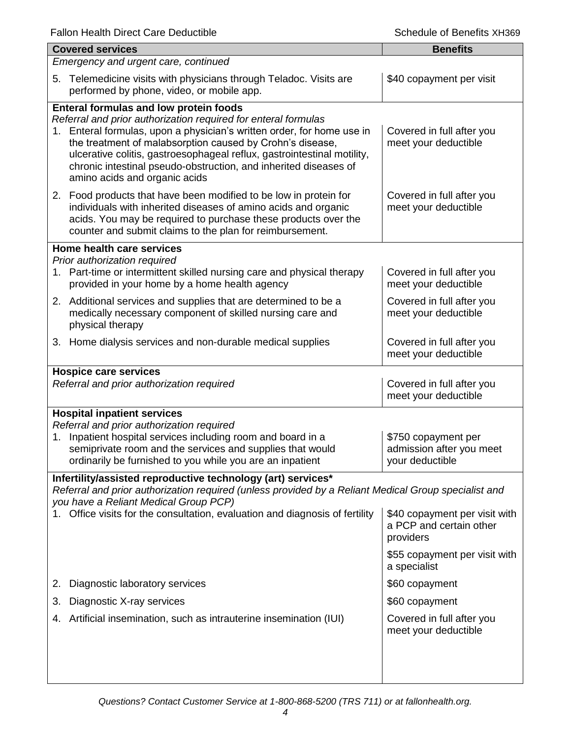| Covered services | Benefits |
|---|---|
| *Emergency and urgent care, continued* | |
| 5. Telemedicine visits with physicians through Teladoc. Visits are performed by phone, video, or mobile app. | $40 copayment per visit |
| **Enteral formulas and low protein foods**<br>*Referral and prior authorization required for enteral formulas* | |
| 1. Enteral formulas, upon a physician's written order, for home use in the treatment of malabsorption caused by Crohn's disease, ulcerative colitis, gastroesophageal reflux, gastrointestinal motility, chronic intestinal pseudo-obstruction, and inherited diseases of amino acids and organic acids | Covered in full after you meet your deductible |
| 2. Food products that have been modified to be low in protein for individuals with inherited diseases of amino acids and organic acids. You may be required to purchase these products over the counter and submit claims to the plan for reimbursement. | Covered in full after you meet your deductible |
| **Home health care services**<br>*Prior authorization required* | |
| 1. Part-time or intermittent skilled nursing care and physical therapy provided in your home by a home health agency | Covered in full after you meet your deductible |
| 2. Additional services and supplies that are determined to be a medically necessary component of skilled nursing care and physical therapy | Covered in full after you meet your deductible |
| 3. Home dialysis services and non-durable medical supplies | Covered in full after you meet your deductible |
| **Hospice care services**<br>*Referral and prior authorization required* | Covered in full after you meet your deductible |
| **Hospital inpatient services**<br>*Referral and prior authorization required* | |
| 1. Inpatient hospital services including room and board in a semiprivate room and the services and supplies that would ordinarily be furnished to you while you are an inpatient | $750 copayment per admission after you meet your deductible |
| **Infertility/assisted reproductive technology (art) services***<br>*Referral and prior authorization required (unless provided by a Reliant Medical Group specialist and you have a Reliant Medical Group PCP)* | |
| 1. Office visits for the consultation, evaluation and diagnosis of fertility | $40 copayment per visit with a PCP and certain other providers<br>$55 copayment per visit with a specialist |
| 2. Diagnostic laboratory services | $60 copayment |
| 3. Diagnostic X-ray services | $60 copayment |
| 4. Artificial insemination, such as intrauterine insemination (IUI) | Covered in full after you meet your deductible |

*Questions? Contact Customer Service at 1-800-868-5200 (TRS 711) or at fallonhealth.org.*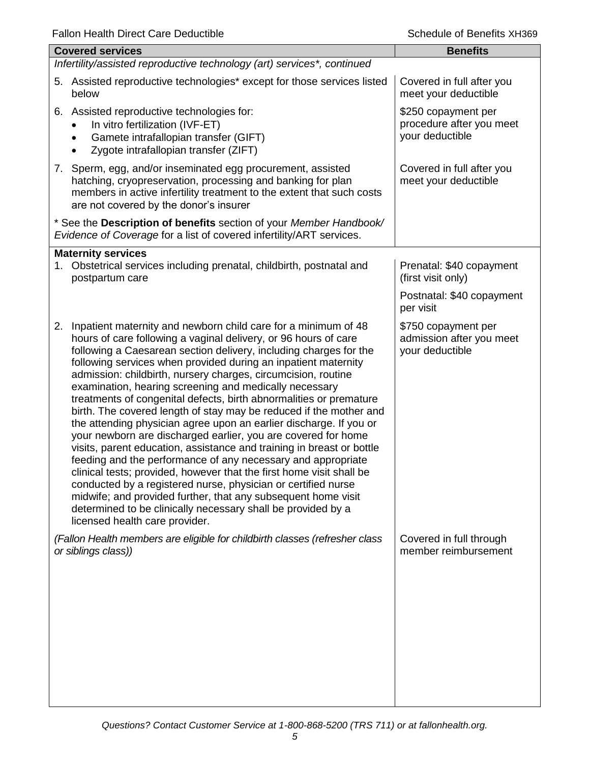| Covered services | Benefits |
| --- | --- |
| *Infertility/assisted reproductive technology (art) services\*, continued* | |
| 5. Assisted reproductive technologies* except for those services listed below | Covered in full after you meet your deductible |
| 6. Assisted reproductive technologies for:<br>• In vitro fertilization (IVF-ET)<br>• Gamete intrafallopian transfer (GIFT)<br>• Zygote intrafallopian transfer (ZIFT) | $250 copayment per procedure after you meet your deductible |
| 7. Sperm, egg, and/or inseminated egg procurement, assisted hatching, cryopreservation, processing and banking for plan members in active infertility treatment to the extent that such costs are not covered by the donor's insurer | Covered in full after you meet your deductible |
| * See the **Description of benefits** section of your *Member Handbook/ Evidence of Coverage* for a list of covered infertility/ART services. | |
| **Maternity services** | |
| 1. Obstetrical services including prenatal, childbirth, postnatal and postpartum care | Prenatal: $40 copayment (first visit only)<br><br>Postnatal: $40 copayment per visit |
| 2. Inpatient maternity and newborn child care for a minimum of 48 hours of care following a vaginal delivery, or 96 hours of care following a Caesarean section delivery, including charges for the following services when provided during an inpatient maternity admission: childbirth, nursery charges, circumcision, routine examination, hearing screening and medically necessary treatments of congenital defects, birth abnormalities or premature birth. The covered length of stay may be reduced if the mother and the attending physician agree upon an earlier discharge. If you or your newborn are discharged earlier, you are covered for home visits, parent education, assistance and training in breast or bottle feeding and the performance of any necessary and appropriate clinical tests; provided, however that the first home visit shall be conducted by a registered nurse, physician or certified nurse midwife; and provided further, that any subsequent home visit determined to be clinically necessary shall be provided by a licensed health care provider. | $750 copayment per admission after you meet your deductible |
| *(Fallon Health members are eligible for childbirth classes (refresher class or siblings class))* | Covered in full through member reimbursement |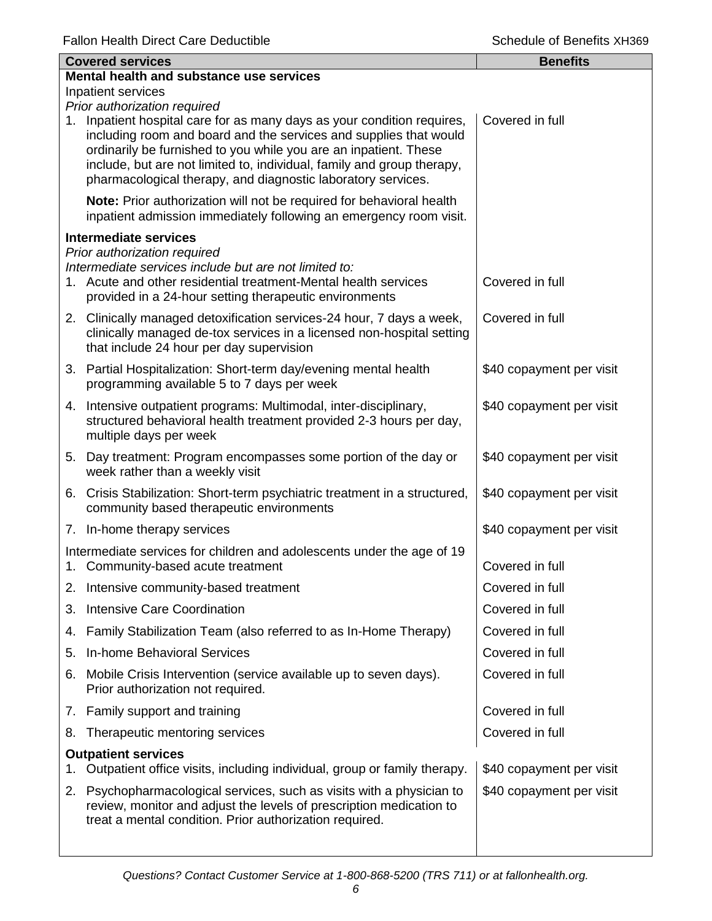| Covered services | Benefits |
|---|---|
| **Mental health and substance use services** | |
| Inpatient services | |
| *Prior authorization required* | |
| 1. Inpatient hospital care for as many days as your condition requires, including room and board and the services and supplies that would ordinarily be furnished to you while you are an inpatient. These include, but are not limited to, individual, family and group therapy, pharmacological therapy, and diagnostic laboratory services. | Covered in full |
| **Note:** Prior authorization will not be required for behavioral health inpatient admission immediately following an emergency room visit. | |
| **Intermediate services** | |
| *Prior authorization required* | |
| *Intermediate services include but are not limited to:* | |
| 1. Acute and other residential treatment-Mental health services provided in a 24-hour setting therapeutic environments | Covered in full |
| 2. Clinically managed detoxification services-24 hour, 7 days a week, clinically managed de-tox services in a licensed non-hospital setting that include 24 hour per day supervision | Covered in full |
| 3. Partial Hospitalization: Short-term day/evening mental health programming available 5 to 7 days per week | \$40 copayment per visit |
| 4. Intensive outpatient programs: Multimodal, inter-disciplinary, structured behavioral health treatment provided 2-3 hours per day, multiple days per week | \$40 copayment per visit |
| 5. Day treatment: Program encompasses some portion of the day or week rather than a weekly visit | \$40 copayment per visit |
| 6. Crisis Stabilization: Short-term psychiatric treatment in a structured, community based therapeutic environments | \$40 copayment per visit |
| 7. In-home therapy services | \$40 copayment per visit |
| Intermediate services for children and adolescents under the age of 19 | |
| 1. Community-based acute treatment | Covered in full |
| 2. Intensive community-based treatment | Covered in full |
| 3. Intensive Care Coordination | Covered in full |
| 4. Family Stabilization Team (also referred to as In-Home Therapy) | Covered in full |
| 5. In-home Behavioral Services | Covered in full |
| 6. Mobile Crisis Intervention (service available up to seven days). Prior authorization not required. | Covered in full |
| 7. Family support and training | Covered in full |
| 8. Therapeutic mentoring services | Covered in full |
| **Outpatient services** | |
| 1. Outpatient office visits, including individual, group or family therapy. | \$40 copayment per visit |
| 2. Psychopharmacological services, such as visits with a physician to review, monitor and adjust the levels of prescription medication to treat a mental condition. Prior authorization required. | \$40 copayment per visit |

*Questions? Contact Customer Service at 1-800-868-5200 (TRS 711) or at fallonhealth.org.*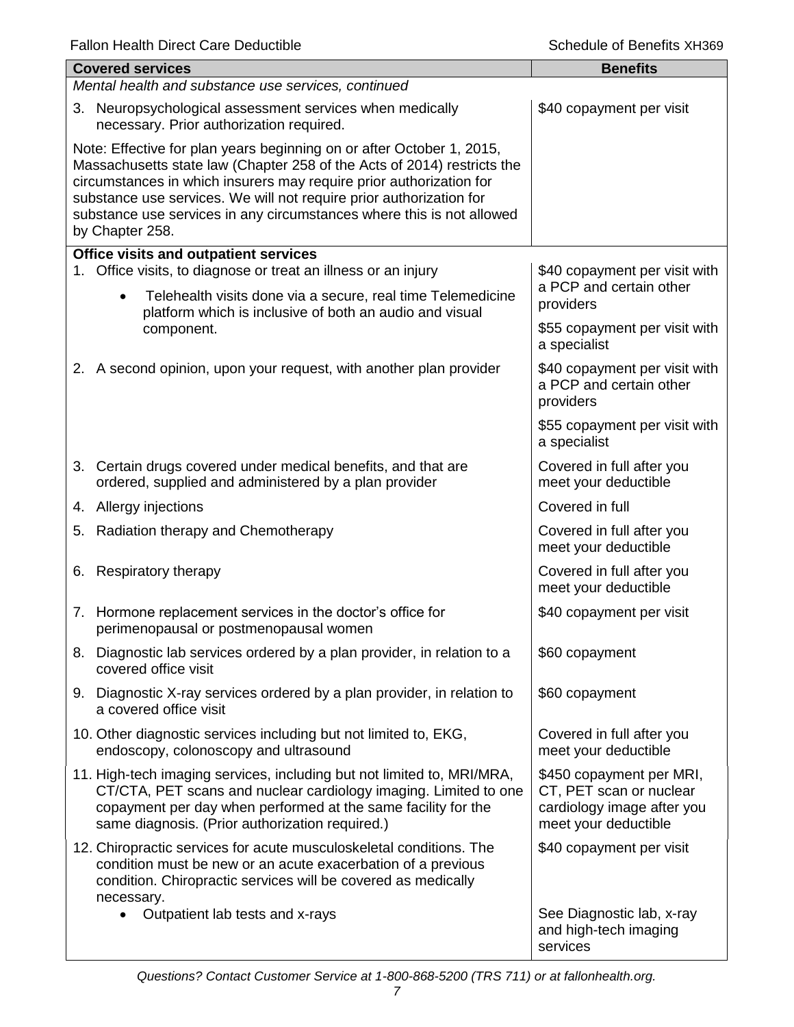| Covered services | Benefits |
|---|---|
| *Mental health and substance use services, continued* | |
| 3. Neuropsychological assessment services when medically necessary. Prior authorization required. | $40 copayment per visit |
| Note: Effective for plan years beginning on or after October 1, 2015, Massachusetts state law (Chapter 258 of the Acts of 2014) restricts the circumstances in which insurers may require prior authorization for substance use services. We will not require prior authorization for substance use services in any circumstances where this is not allowed by Chapter 258. | |
| **Office visits and outpatient services** | |
| 1. Office visits, to diagnose or treat an illness or an injury<br>• Telehealth visits done via a secure, real time Telemedicine platform which is inclusive of both an audio and visual component. | $40 copayment per visit with a PCP and certain other providers<br>$55 copayment per visit with a specialist |
| 2. A second opinion, upon your request, with another plan provider | $40 copayment per visit with a PCP and certain other providers<br>$55 copayment per visit with a specialist |
| 3. Certain drugs covered under medical benefits, and that are ordered, supplied and administered by a plan provider | Covered in full after you meet your deductible |
| 4. Allergy injections | Covered in full |
| 5. Radiation therapy and Chemotherapy | Covered in full after you meet your deductible |
| 6. Respiratory therapy | Covered in full after you meet your deductible |
| 7. Hormone replacement services in the doctor's office for perimenopausal or postmenopausal women | $40 copayment per visit |
| 8. Diagnostic lab services ordered by a plan provider, in relation to a covered office visit | $60 copayment |
| 9. Diagnostic X-ray services ordered by a plan provider, in relation to a covered office visit | $60 copayment |
| 10. Other diagnostic services including but not limited to, EKG, endoscopy, colonoscopy and ultrasound | Covered in full after you meet your deductible |
| 11. High-tech imaging services, including but not limited to, MRI/MRA, CT/CTA, PET scans and nuclear cardiology imaging. Limited to one copayment per day when performed at the same facility for the same diagnosis. (Prior authorization required.) | $450 copayment per MRI, CT, PET scan or nuclear cardiology image after you meet your deductible |
| 12. Chiropractic services for acute musculoskeletal conditions. The condition must be new or an acute exacerbation of a previous condition. Chiropractic services will be covered as medically necessary. | $40 copayment per visit |
| • Outpatient lab tests and x-rays | See Diagnostic lab, x-ray and high-tech imaging services |

*Questions? Contact Customer Service at 1-800-868-5200 (TRS 711) or at fallonhealth.org.*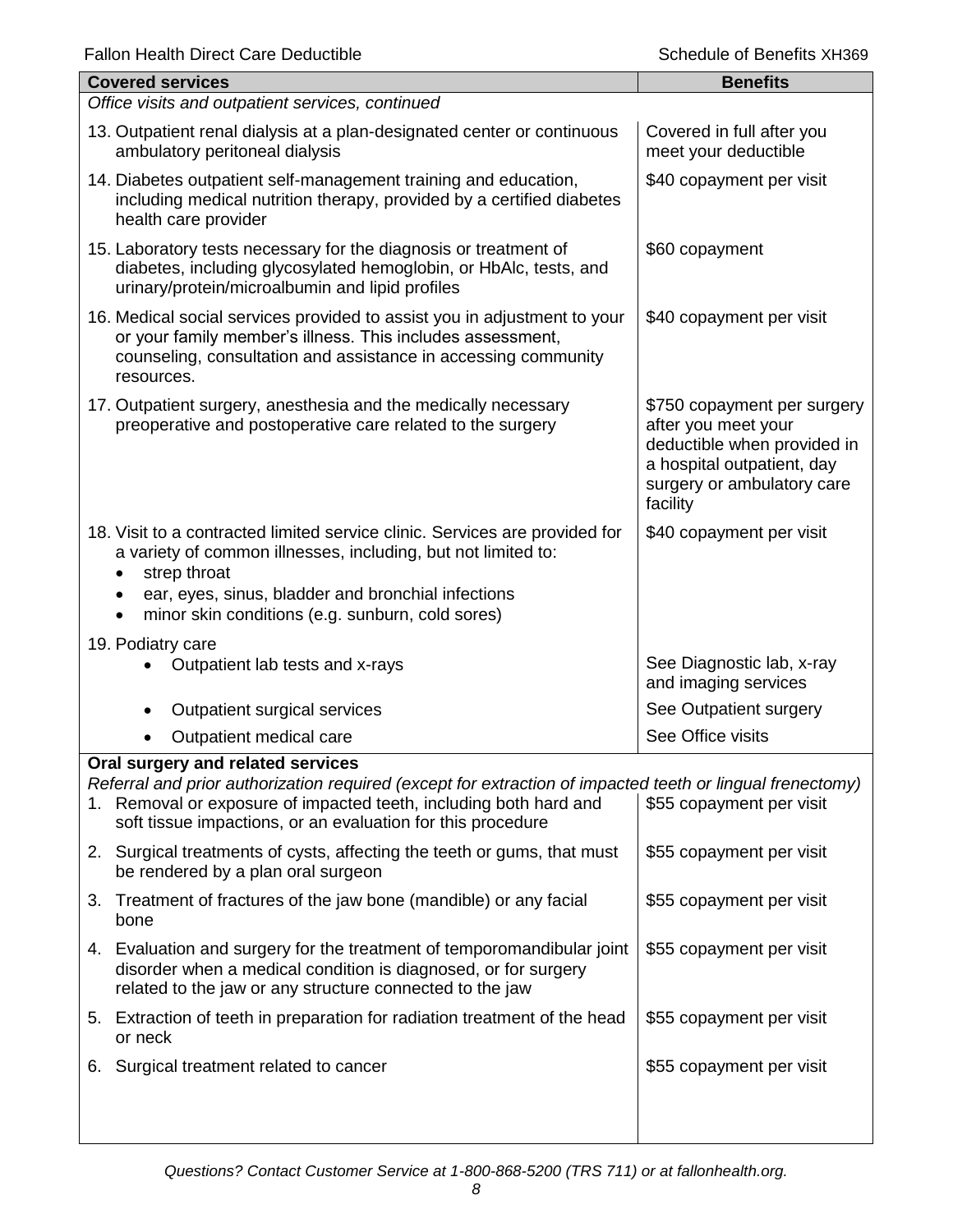| Covered services | Benefits |
|---|---|
| *Office visits and outpatient services, continued* | |
| 13. Outpatient renal dialysis at a plan-designated center or continuous ambulatory peritoneal dialysis | Covered in full after you meet your deductible |
| 14. Diabetes outpatient self-management training and education, including medical nutrition therapy, provided by a certified diabetes health care provider | \$40 copayment per visit |
| 15. Laboratory tests necessary for the diagnosis or treatment of diabetes, including glycosylated hemoglobin, or HbAlc, tests, and urinary/protein/microalbumin and lipid profiles | \$60 copayment |
| 16. Medical social services provided to assist you in adjustment to your or your family member's illness. This includes assessment, counseling, consultation and assistance in accessing community resources. | \$40 copayment per visit |
| 17. Outpatient surgery, anesthesia and the medically necessary preoperative and postoperative care related to the surgery | \$750 copayment per surgery after you meet your deductible when provided in a hospital outpatient, day surgery or ambulatory care facility |
| 18. Visit to a contracted limited service clinic. Services are provided for a variety of common illnesses, including, but not limited to:<br>• strep throat<br>• ear, eyes, sinus, bladder and bronchial infections<br>• minor skin conditions (e.g. sunburn, cold sores) | \$40 copayment per visit |
| 19. Podiatry care | |
| • Outpatient lab tests and x-rays | See Diagnostic lab, x-ray and imaging services |
| • Outpatient surgical services | See Outpatient surgery |
| • Outpatient medical care | See Office visits |
| **Oral surgery and related services**<br>*Referral and prior authorization required (except for extraction of impacted teeth or lingual frenectomy)* | |
| 1. Removal or exposure of impacted teeth, including both hard and soft tissue impactions, or an evaluation for this procedure | \$55 copayment per visit |
| 2. Surgical treatments of cysts, affecting the teeth or gums, that must be rendered by a plan oral surgeon | \$55 copayment per visit |
| 3. Treatment of fractures of the jaw bone (mandible) or any facial bone | \$55 copayment per visit |
| 4. Evaluation and surgery for the treatment of temporomandibular joint disorder when a medical condition is diagnosed, or for surgery related to the jaw or any structure connected to the jaw | \$55 copayment per visit |
| 5. Extraction of teeth in preparation for radiation treatment of the head or neck | \$55 copayment per visit |
| 6. Surgical treatment related to cancer | \$55 copayment per visit |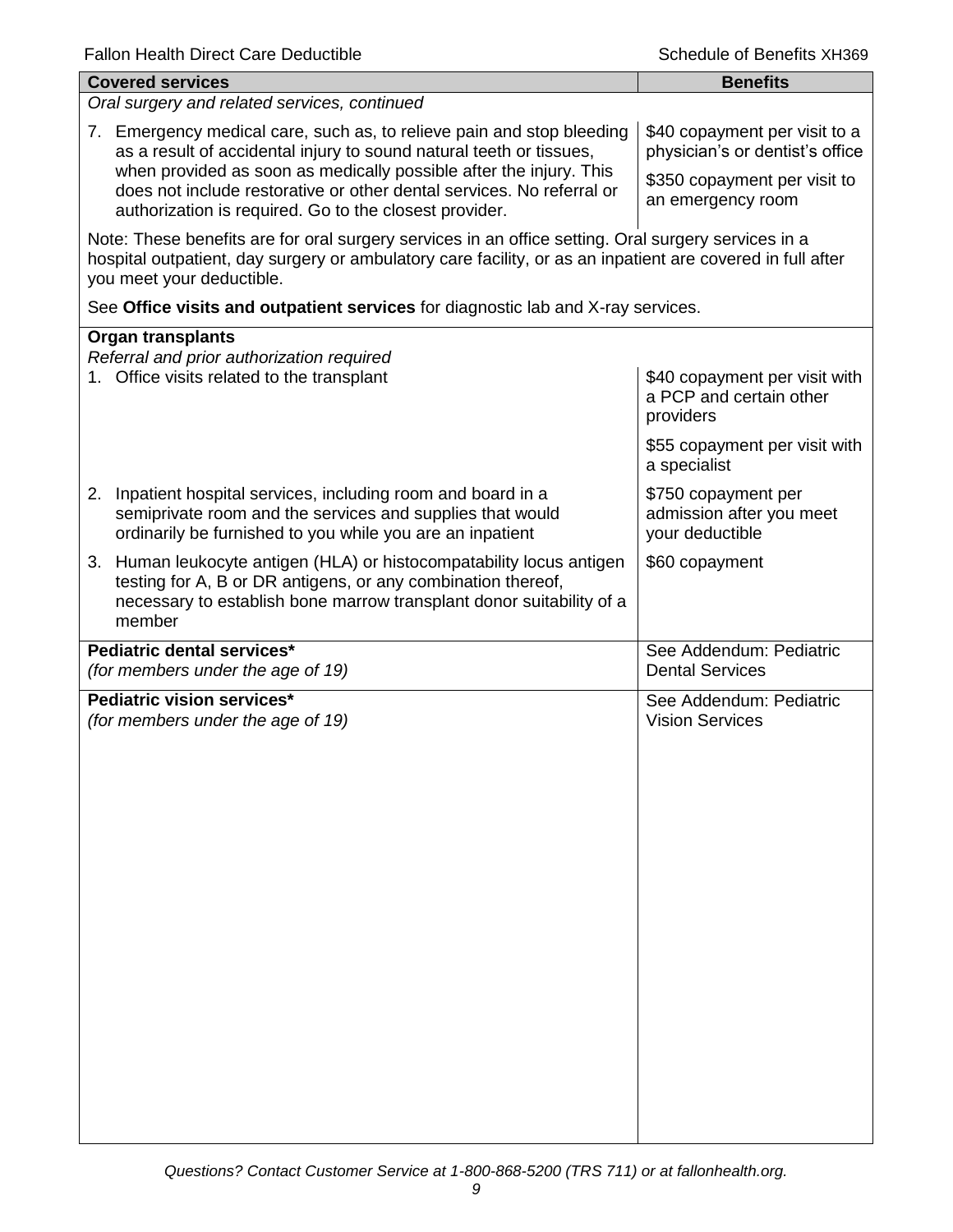| Covered services | Benefits |
|---|---|
| *Oral surgery and related services, continued* | |
| 7. Emergency medical care, such as, to relieve pain and stop bleeding as a result of accidental injury to sound natural teeth or tissues, when provided as soon as medically possible after the injury. This does not include restorative or other dental services. No referral or authorization is required. Go to the closest provider. | $40 copayment per visit to a physician's or dentist's office<br><br>$350 copayment per visit to an emergency room |
| Note: These benefits are for oral surgery services in an office setting. Oral surgery services in a hospital outpatient, day surgery or ambulatory care facility, or as an inpatient are covered in full after you meet your deductible.<br><br>See **Office visits and outpatient services** for diagnostic lab and X-ray services. | |
| **Organ transplants**<br>*Referral and prior authorization required*<br>1. Office visits related to the transplant | $40 copayment per visit with a PCP and certain other providers<br><br>$55 copayment per visit with a specialist |
| 2. Inpatient hospital services, including room and board in a semiprivate room and the services and supplies that would ordinarily be furnished to you while you are an inpatient | $750 copayment per admission after you meet your deductible |
| 3. Human leukocyte antigen (HLA) or histocompatability locus antigen testing for A, B or DR antigens, or any combination thereof, necessary to establish bone marrow transplant donor suitability of a member | $60 copayment |
| **Pediatric dental services***<br>*(for members under the age of 19)* | See Addendum: Pediatric Dental Services |
| **Pediatric vision services***<br>*(for members under the age of 19)* | See Addendum: Pediatric Vision Services |

*Questions? Contact Customer Service at 1-800-868-5200 (TRS 711) or at fallonhealth.org.*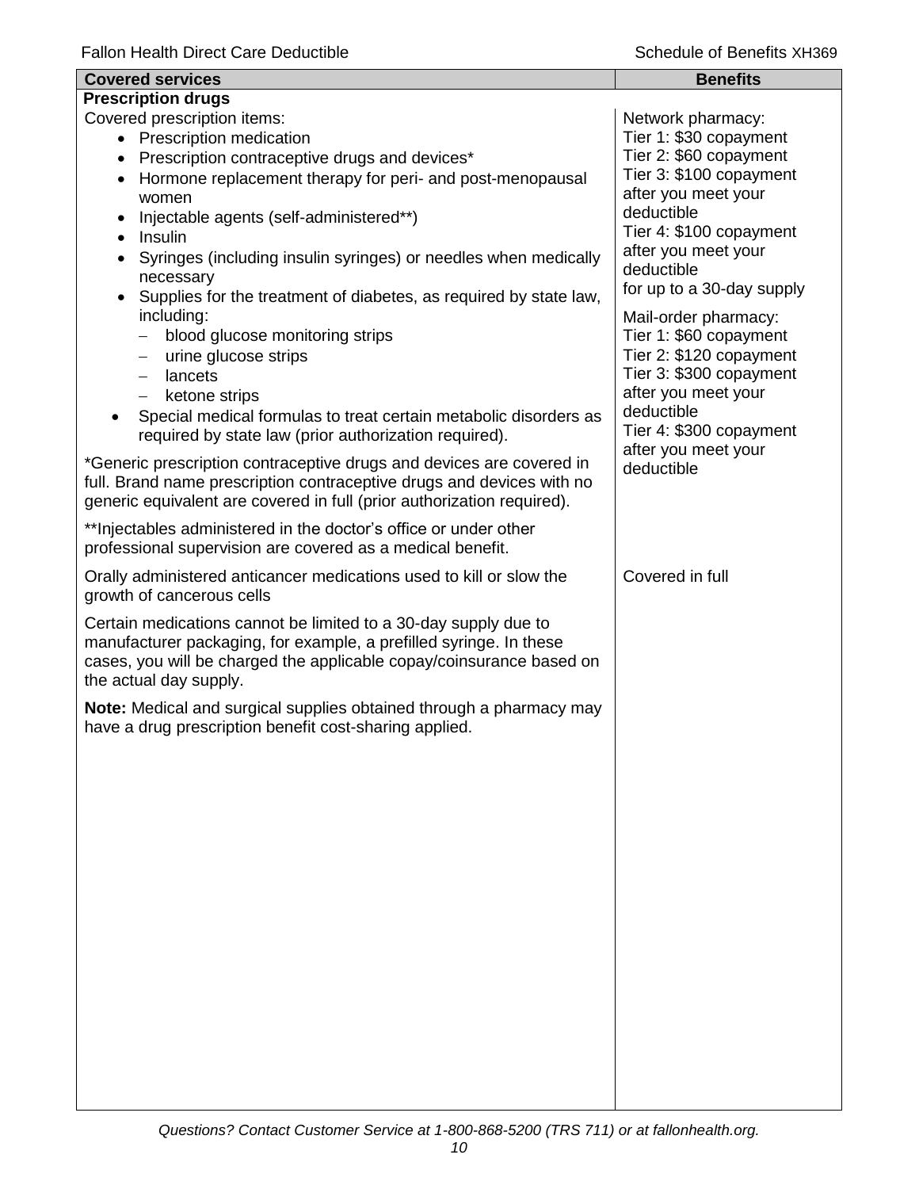| Covered services | Benefits |
|---|---|
| **Prescription drugs** | |
| Covered prescription items:<br>• Prescription medication<br>• Prescription contraceptive drugs and devices*<br>• Hormone replacement therapy for peri- and post-menopausal women<br>• Injectable agents (self-administered**)<br>• Insulin<br>• Syringes (including insulin syringes) or needles when medically necessary<br>• Supplies for the treatment of diabetes, as required by state law, including:<br>  – blood glucose monitoring strips<br>  – urine glucose strips<br>  – lancets<br>  – ketone strips<br>• Special medical formulas to treat certain metabolic disorders as required by state law (prior authorization required).<br><br>*Generic prescription contraceptive drugs and devices are covered in full. Brand name prescription contraceptive drugs and devices with no generic equivalent are covered in full (prior authorization required).<br><br>**Injectables administered in the doctor's office or under other professional supervision are covered as a medical benefit. | Network pharmacy:<br>Tier 1: $30 copayment<br>Tier 2: $60 copayment<br>Tier 3: $100 copayment after you meet your deductible<br>Tier 4: $100 copayment after you meet your deductible<br>for up to a 30-day supply<br><br>Mail-order pharmacy:<br>Tier 1: $60 copayment<br>Tier 2: $120 copayment<br>Tier 3: $300 copayment after you meet your deductible<br>Tier 4: $300 copayment after you meet your deductible |
| Orally administered anticancer medications used to kill or slow the growth of cancerous cells<br><br>Certain medications cannot be limited to a 30-day supply due to manufacturer packaging, for example, a prefilled syringe. In these cases, you will be charged the applicable copay/coinsurance based on the actual day supply.<br><br>**Note:** Medical and surgical supplies obtained through a pharmacy may have a drug prescription benefit cost-sharing applied. | Covered in full |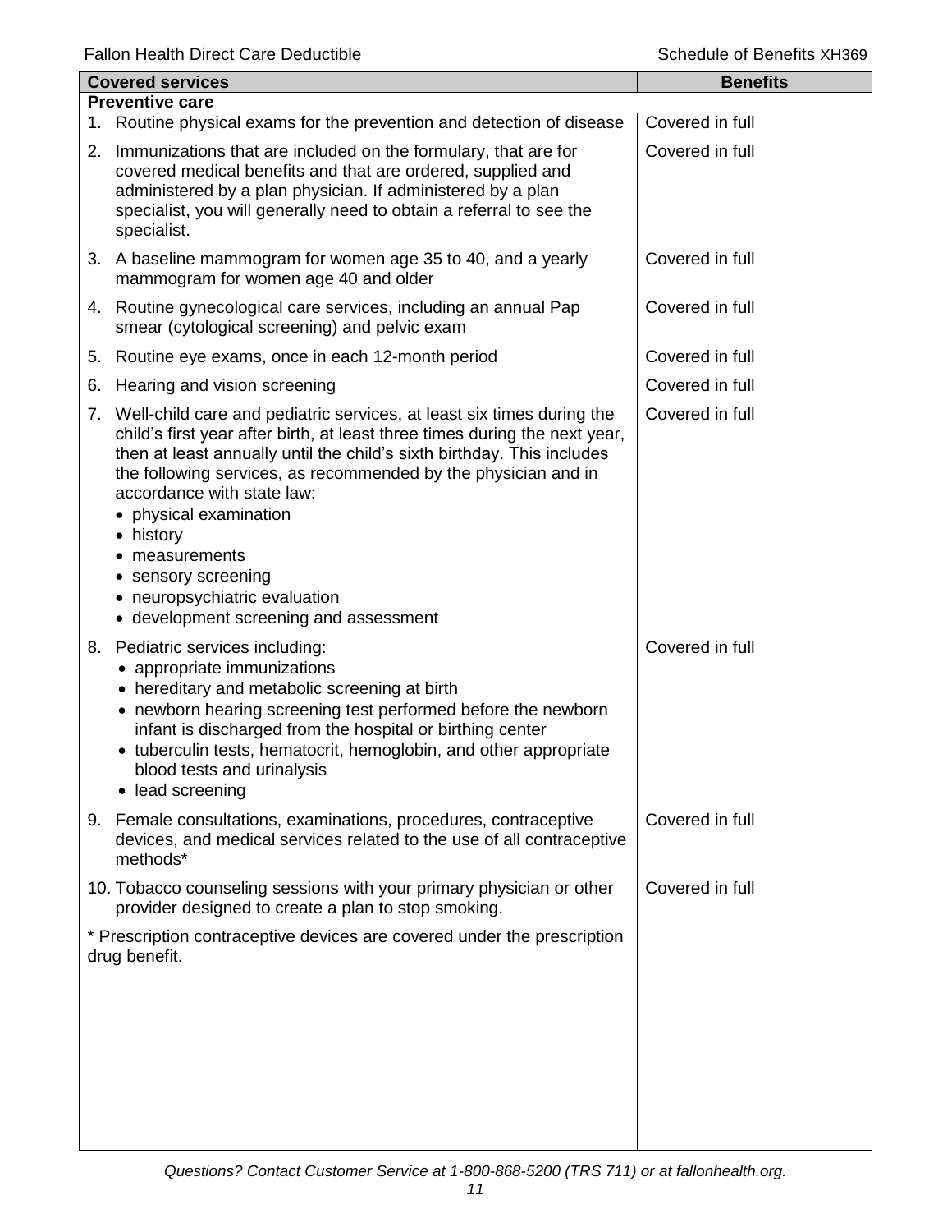| Covered services | Benefits |
|---|---|
| **Preventive care** | |
| 1. Routine physical exams for the prevention and detection of disease | Covered in full |
| 2. Immunizations that are included on the formulary, that are for covered medical benefits and that are ordered, supplied and administered by a plan physician. If administered by a plan specialist, you will generally need to obtain a referral to see the specialist. | Covered in full |
| 3. A baseline mammogram for women age 35 to 40, and a yearly mammogram for women age 40 and older | Covered in full |
| 4. Routine gynecological care services, including an annual Pap smear (cytological screening) and pelvic exam | Covered in full |
| 5. Routine eye exams, once in each 12-month period | Covered in full |
| 6. Hearing and vision screening | Covered in full |
| 7. Well-child care and pediatric services, at least six times during the child's first year after birth, at least three times during the next year, then at least annually until the child's sixth birthday. This includes the following services, as recommended by the physician and in accordance with state law: <br>• physical examination <br>• history <br>• measurements <br>• sensory screening <br>• neuropsychiatric evaluation <br>• development screening and assessment | Covered in full |
| 8. Pediatric services including: <br>• appropriate immunizations <br>• hereditary and metabolic screening at birth <br>• newborn hearing screening test performed before the newborn infant is discharged from the hospital or birthing center <br>• tuberculin tests, hematocrit, hemoglobin, and other appropriate blood tests and urinalysis <br>• lead screening | Covered in full |
| 9. Female consultations, examinations, procedures, contraceptive devices, and medical services related to the use of all contraceptive methods* | Covered in full |
| 10. Tobacco counseling sessions with your primary physician or other provider designed to create a plan to stop smoking. | Covered in full |
| * Prescription contraceptive devices are covered under the prescription drug benefit. | |

*Questions? Contact Customer Service at 1-800-868-5200 (TRS 711) or at fallonhealth.org.*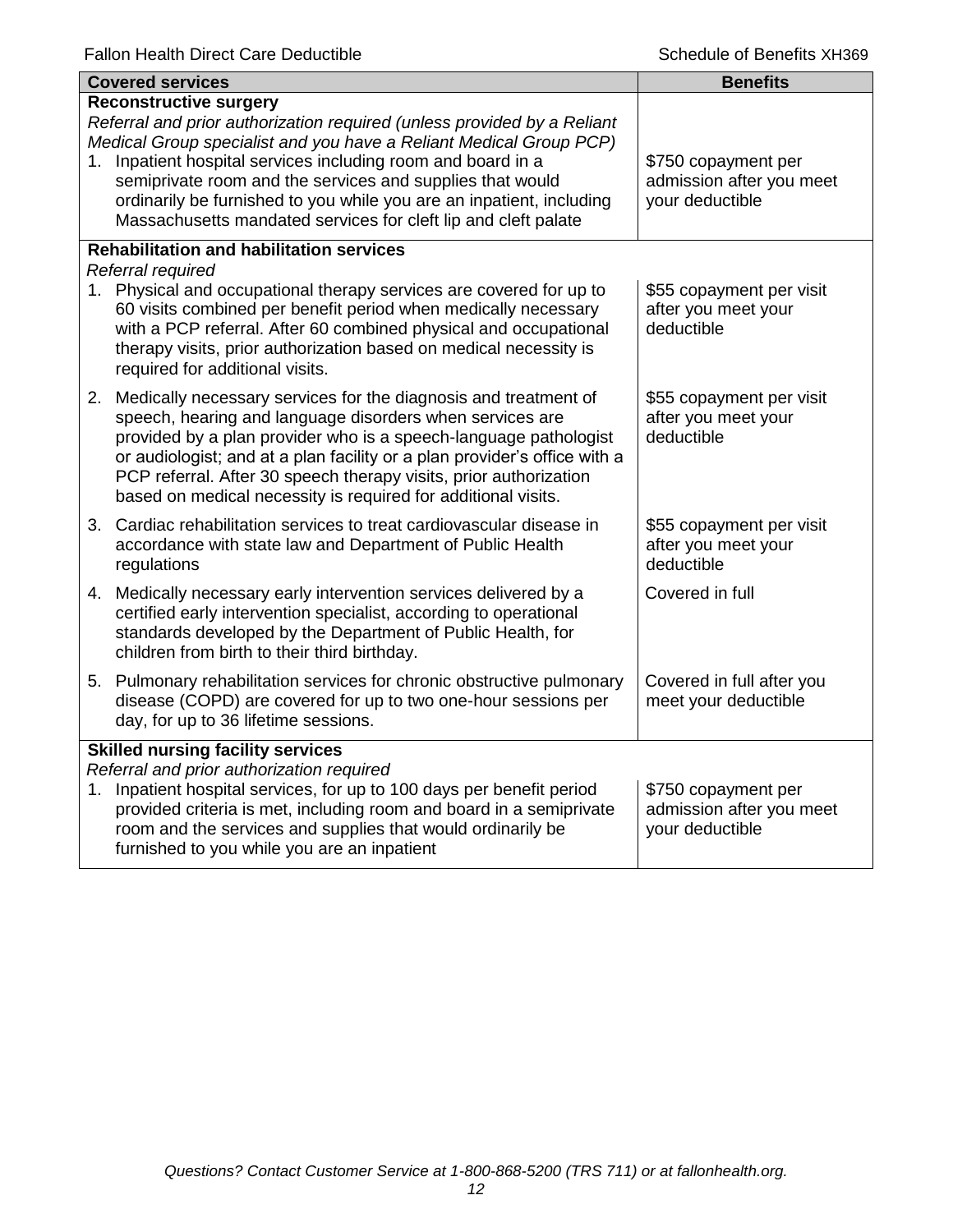| Covered services | Benefits |
| --- | --- |
| **Reconstructive surgery**<br>*Referral and prior authorization required (unless provided by a Reliant Medical Group specialist and you have a Reliant Medical Group PCP)* | |
| 1. Inpatient hospital services including room and board in a semiprivate room and the services and supplies that would ordinarily be furnished to you while you are an inpatient, including Massachusetts mandated services for cleft lip and cleft palate | $750 copayment per admission after you meet your deductible |
| **Rehabilitation and habilitation services**<br>*Referral required* | |
| 1. Physical and occupational therapy services are covered for up to 60 visits combined per benefit period when medically necessary with a PCP referral. After 60 combined physical and occupational therapy visits, prior authorization based on medical necessity is required for additional visits. | $55 copayment per visit after you meet your deductible |
| 2. Medically necessary services for the diagnosis and treatment of speech, hearing and language disorders when services are provided by a plan provider who is a speech-language pathologist or audiologist; and at a plan facility or a plan provider's office with a PCP referral. After 30 speech therapy visits, prior authorization based on medical necessity is required for additional visits. | $55 copayment per visit after you meet your deductible |
| 3. Cardiac rehabilitation services to treat cardiovascular disease in accordance with state law and Department of Public Health regulations | $55 copayment per visit after you meet your deductible |
| 4. Medically necessary early intervention services delivered by a certified early intervention specialist, according to operational standards developed by the Department of Public Health, for children from birth to their third birthday. | Covered in full |
| 5. Pulmonary rehabilitation services for chronic obstructive pulmonary disease (COPD) are covered for up to two one-hour sessions per day, for up to 36 lifetime sessions. | Covered in full after you meet your deductible |
| **Skilled nursing facility services**<br>*Referral and prior authorization required* | |
| 1. Inpatient hospital services, for up to 100 days per benefit period provided criteria is met, including room and board in a semiprivate room and the services and supplies that would ordinarily be furnished to you while you are an inpatient | $750 copayment per admission after you meet your deductible |

*Questions? Contact Customer Service at 1-800-868-5200 (TRS 711) or at fallonhealth.org.*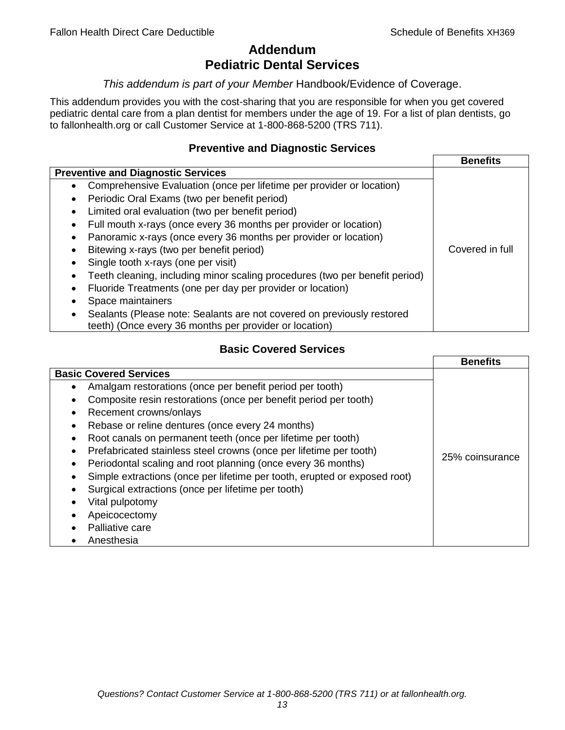# Addendum
# Pediatric Dental Services

*This addendum is part of your Member* Handbook/Evidence of Coverage.

This addendum provides you with the cost-sharing that you are responsible for when you get covered pediatric dental care from a plan dentist for members under the age of 19. For a list of plan dentists, go to fallonhealth.org or call Customer Service at 1-800-868-5200 (TRS 711).

### Preventive and Diagnostic Services

| | Benefits |
|---|---|
| **Preventive and Diagnostic Services** | |
| • Comprehensive Evaluation (once per lifetime per provider or location)<br>• Periodic Oral Exams (two per benefit period)<br>• Limited oral evaluation (two per benefit period)<br>• Full mouth x-rays (once every 36 months per provider or location)<br>• Panoramic x-rays (once every 36 months per provider or location)<br>• Bitewing x-rays (two per benefit period)<br>• Single tooth x-rays (one per visit)<br>• Teeth cleaning, including minor scaling procedures (two per benefit period)<br>• Fluoride Treatments (one per day per provider or location)<br>• Space maintainers<br>• Sealants (Please note: Sealants are not covered on previously restored teeth) (Once every 36 months per provider or location) | Covered in full |

### Basic Covered Services

| | Benefits |
|---|---|
| **Basic Covered Services** | |
| • Amalgam restorations (once per benefit period per tooth)<br>• Composite resin restorations (once per benefit period per tooth)<br>• Recement crowns/onlays<br>• Rebase or reline dentures (once every 24 months)<br>• Root canals on permanent teeth (once per lifetime per tooth)<br>• Prefabricated stainless steel crowns (once per lifetime per tooth)<br>• Periodontal scaling and root planning (once every 36 months)<br>• Simple extractions (once per lifetime per tooth, erupted or exposed root)<br>• Surgical extractions (once per lifetime per tooth)<br>• Vital pulpotomy<br>• Apeicocectomy<br>• Palliative care<br>• Anesthesia | 25% coinsurance |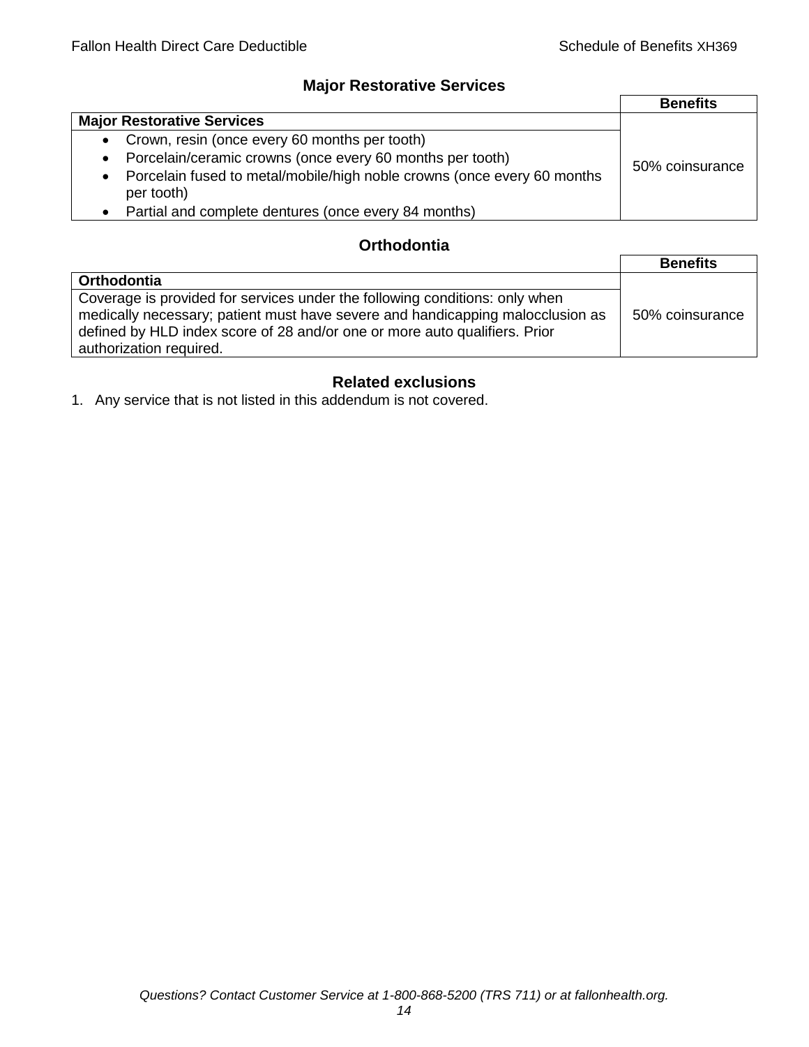## Major Restorative Services

| | Benefits |
|---|---|
| **Major Restorative Services** | |
| • Crown, resin (once every 60 months per tooth)<br>• Porcelain/ceramic crowns (once every 60 months per tooth)<br>• Porcelain fused to metal/mobile/high noble crowns (once every 60 months per tooth)<br>• Partial and complete dentures (once every 84 months) | 50% coinsurance |

## Orthodontia

| | Benefits |
|---|---|
| **Orthodontia** | |
| Coverage is provided for services under the following conditions: only when medically necessary; patient must have severe and handicapping malocclusion as defined by HLD index score of 28 and/or one or more auto qualifiers. Prior authorization required. | 50% coinsurance |

## Related exclusions

1. Any service that is not listed in this addendum is not covered.

*Questions? Contact Customer Service at 1-800-868-5200 (TRS 711) or at fallonhealth.org.*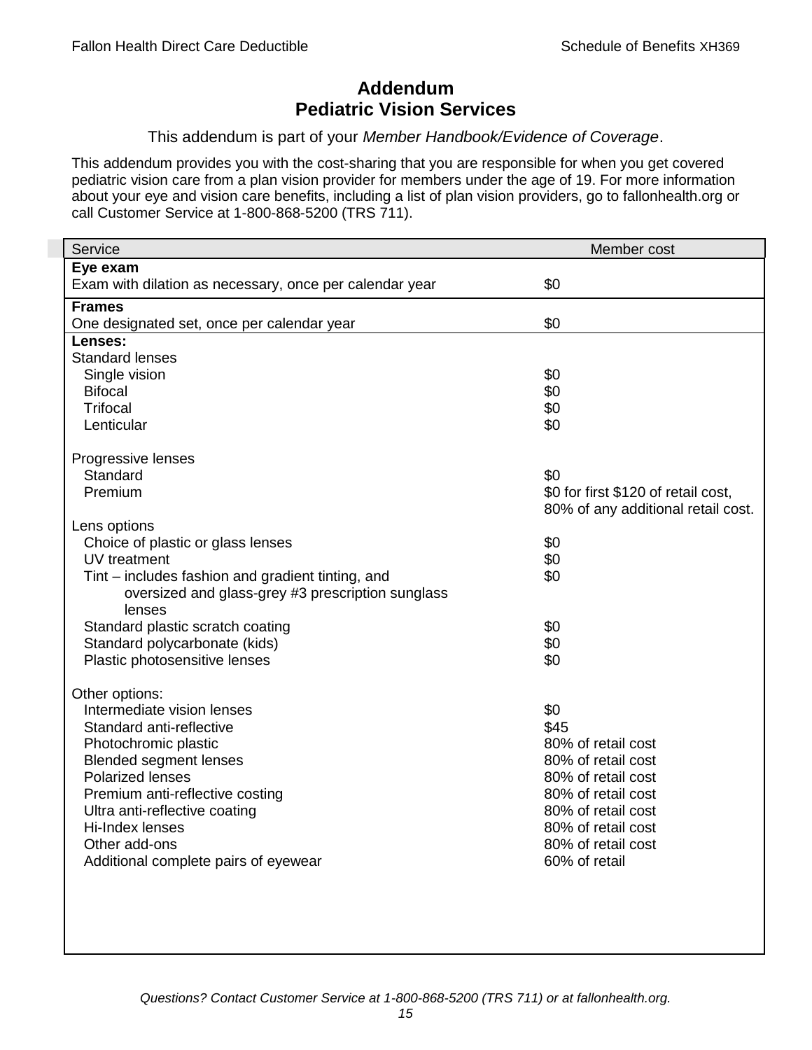# Addendum
# Pediatric Vision Services

This addendum is part of your *Member Handbook/Evidence of Coverage*.

This addendum provides you with the cost-sharing that you are responsible for when you get covered pediatric vision care from a plan vision provider for members under the age of 19. For more information about your eye and vision care benefits, including a list of plan vision providers, go to fallonhealth.org or call Customer Service at 1-800-868-5200 (TRS 711).

| Service | Member cost |
|---|---|
| **Eye exam** | |
| Exam with dilation as necessary, once per calendar year | $0 |
| **Frames** | |
| One designated set, once per calendar year | $0 |
| **Lenses:** | |
| Standard lenses | |
| Single vision | $0 |
| Bifocal | $0 |
| Trifocal | $0 |
| Lenticular | $0 |
| Progressive lenses | |
| Standard | $0 |
| Premium | $0 for first $120 of retail cost, 80% of any additional retail cost. |
| Lens options | |
| Choice of plastic or glass lenses | $0 |
| UV treatment | $0 |
| Tint – includes fashion and gradient tinting, and oversized and glass-grey #3 prescription sunglass lenses | $0 |
| Standard plastic scratch coating | $0 |
| Standard polycarbonate (kids) | $0 |
| Plastic photosensitive lenses | $0 |
| Other options: | |
| Intermediate vision lenses | $0 |
| Standard anti-reflective | $45 |
| Photochromic plastic | 80% of retail cost |
| Blended segment lenses | 80% of retail cost |
| Polarized lenses | 80% of retail cost |
| Premium anti-reflective costing | 80% of retail cost |
| Ultra anti-reflective coating | 80% of retail cost |
| Hi-Index lenses | 80% of retail cost |
| Other add-ons | 80% of retail cost |
| Additional complete pairs of eyewear | 60% of retail |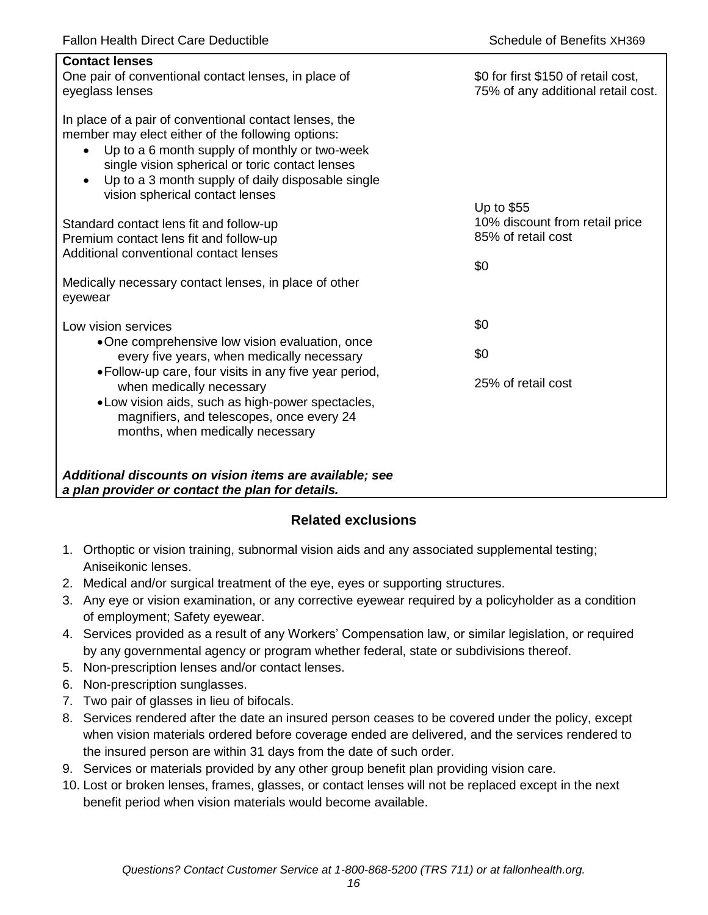| Contact lenses | |
|---|---|
| One pair of conventional contact lenses, in place of eyeglass lenses | $0 for first $150 of retail cost, 75% of any additional retail cost. |
| In place of a pair of conventional contact lenses, the member may elect either of the following options:<br>• Up to a 6 month supply of monthly or two-week single vision spherical or toric contact lenses<br>• Up to a 3 month supply of daily disposable single vision spherical contact lenses | |
| Standard contact lens fit and follow-up | Up to $55 |
| Premium contact lens fit and follow-up | 10% discount from retail price |
| Additional conventional contact lenses | 85% of retail cost |
| Medically necessary contact lenses, in place of other eyewear | $0 |
| Low vision services | |
| • One comprehensive low vision evaluation, once every five years, when medically necessary | $0 |
| • Follow-up care, four visits in any five year period, when medically necessary | $0 |
| • Low vision aids, such as high-power spectacles, magnifiers, and telescopes, once every 24 months, when medically necessary | 25% of retail cost |
| ***Additional discounts on vision items are available; see a plan provider or contact the plan for details.*** | |

## Related exclusions

1. Orthoptic or vision training, subnormal vision aids and any associated supplemental testing; Aniseikonic lenses.
2. Medical and/or surgical treatment of the eye, eyes or supporting structures.
3. Any eye or vision examination, or any corrective eyewear required by a policyholder as a condition of employment; Safety eyewear.
4. Services provided as a result of any Workers' Compensation law, or similar legislation, or required by any governmental agency or program whether federal, state or subdivisions thereof.
5. Non-prescription lenses and/or contact lenses.
6. Non-prescription sunglasses.
7. Two pair of glasses in lieu of bifocals.
8. Services rendered after the date an insured person ceases to be covered under the policy, except when vision materials ordered before coverage ended are delivered, and the services rendered to the insured person are within 31 days from the date of such order.
9. Services or materials provided by any other group benefit plan providing vision care.
10. Lost or broken lenses, frames, glasses, or contact lenses will not be replaced except in the next benefit period when vision materials would become available.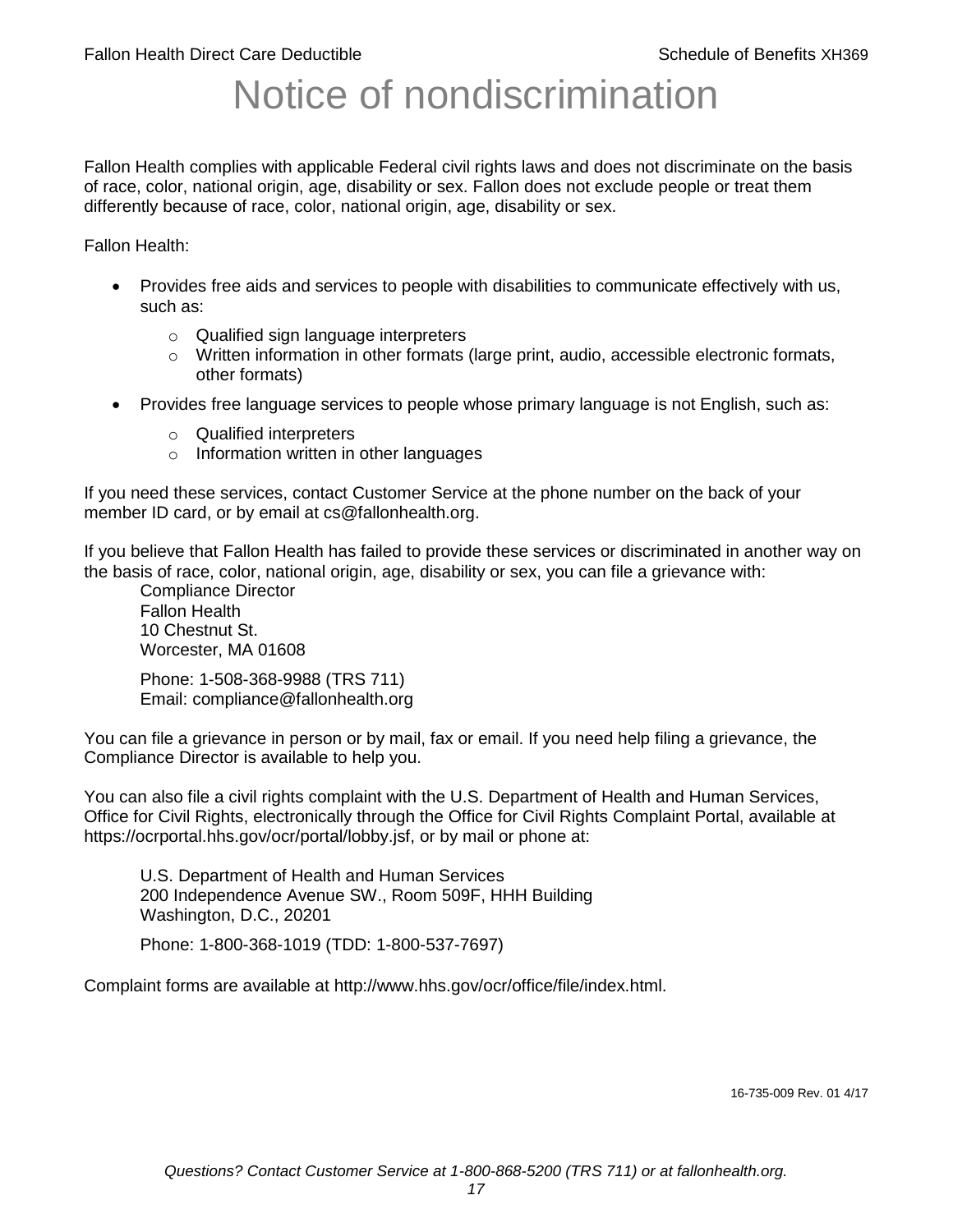# Notice of nondiscrimination

Fallon Health complies with applicable Federal civil rights laws and does not discriminate on the basis of race, color, national origin, age, disability or sex. Fallon does not exclude people or treat them differently because of race, color, national origin, age, disability or sex.

Fallon Health:

- Provides free aids and services to people with disabilities to communicate effectively with us, such as:
  - Qualified sign language interpreters
  - Written information in other formats (large print, audio, accessible electronic formats, other formats)
- Provides free language services to people whose primary language is not English, such as:
  - Qualified interpreters
  - Information written in other languages

If you need these services, contact Customer Service at the phone number on the back of your member ID card, or by email at cs@fallonhealth.org.

If you believe that Fallon Health has failed to provide these services or discriminated in another way on the basis of race, color, national origin, age, disability or sex, you can file a grievance with:

Compliance Director
Fallon Health
10 Chestnut St.
Worcester, MA 01608

Phone: 1-508-368-9988 (TRS 711)
Email: compliance@fallonhealth.org

You can file a grievance in person or by mail, fax or email. If you need help filing a grievance, the Compliance Director is available to help you.

You can also file a civil rights complaint with the U.S. Department of Health and Human Services, Office for Civil Rights, electronically through the Office for Civil Rights Complaint Portal, available at https://ocrportal.hhs.gov/ocr/portal/lobby.jsf, or by mail or phone at:

U.S. Department of Health and Human Services
200 Independence Avenue SW., Room 509F, HHH Building
Washington, D.C., 20201

Phone: 1-800-368-1019 (TDD: 1-800-537-7697)

Complaint forms are available at http://www.hhs.gov/ocr/office/file/index.html.

16-735-009 Rev. 01 4/17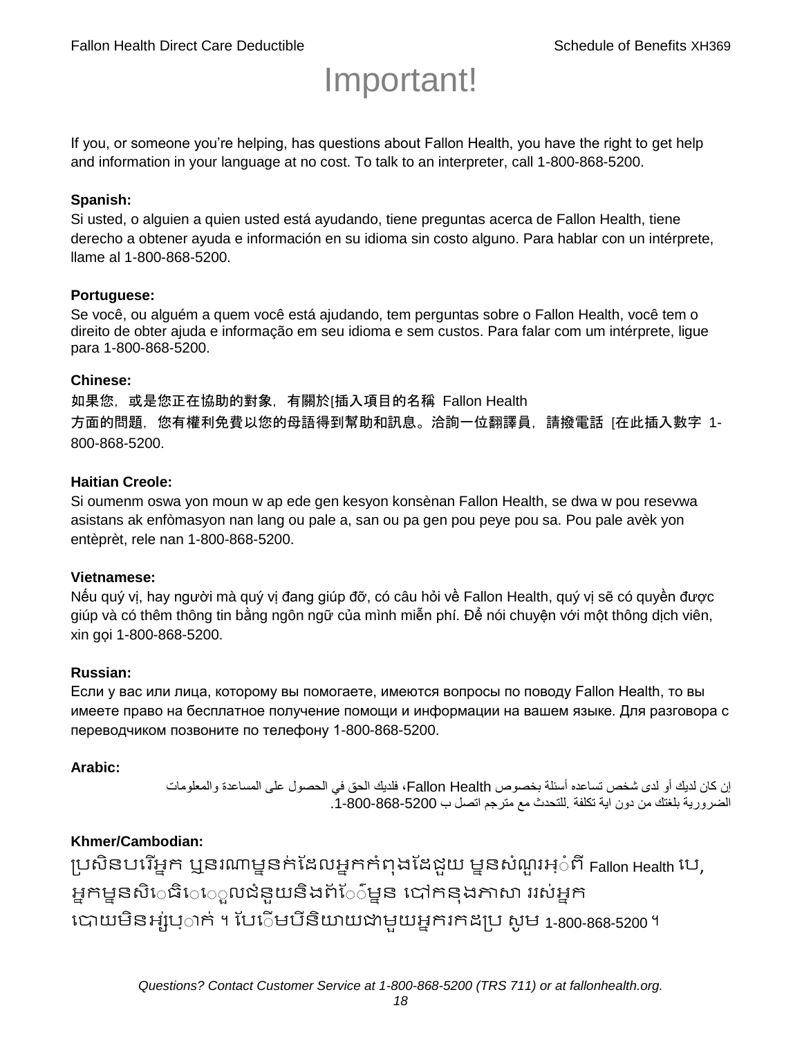# Important!

If you, or someone you're helping, has questions about Fallon Health, you have the right to get help and information in your language at no cost. To talk to an interpreter, call 1-800-868-5200.

**Spanish:**
Si usted, o alguien a quien usted está ayudando, tiene preguntas acerca de Fallon Health, tiene derecho a obtener ayuda e información en su idioma sin costo alguno. Para hablar con un intérprete, llame al 1-800-868-5200.

**Portuguese:**
Se você, ou alguém a quem você está ajudando, tem perguntas sobre o Fallon Health, você tem o direito de obter ajuda e informação em seu idioma e sem custos. Para falar com um intérprete, ligue para 1-800-868-5200.

**Chinese:**
如果您，或是您正在協助的對象，有關於[插入項目的名稱 Fallon Health 方面的問題，您有權利免費以您的母語得到幫助和訊息。洽詢一位翻譯員，請撥電話 [在此插入數字 1-800-868-5200.

**Haitian Creole:**
Si oumenm oswa yon moun w ap ede gen kesyon konsènan Fallon Health, se dwa w pou resevwa asistans ak enfòmasyon nan lang ou pale a, san ou pa gen pou peye pou sa. Pou pale avèk yon entèprèt, rele nan 1-800-868-5200.

**Vietnamese:**
Nếu quý vị, hay người mà quý vị đang giúp đỡ, có câu hỏi về Fallon Health, quý vị sẽ có quyền được giúp và có thêm thông tin bằng ngôn ngữ của mình miễn phí. Để nói chuyện với một thông dịch viên, xin gọi 1-800-868-5200.

**Russian:**
Если у вас или лица, которому вы помогаете, имеются вопросы по поводу Fallon Health, то вы имеете право на бесплатное получение помощи и информации на вашем языке. Для разговора с переводчиком позвоните по телефону 1-800-868-5200.

**Arabic:**
إن كان لديك أو لدى شخص تساعده أسئلة بخصوص Fallon Health، فلديك الحق في الحصول على المساعدة والمعلومات الضرورية بلغتك من دون اية تكلفة .للتحدث مع مترجم اتصل ب 1-800-868-5200.

**Khmer/Cambodian:**
ប្រសិនបរើអ្នក ឬនរណាម្នក់ដែលអ្នកកំពុងដែជួយ ម្នសំណួរអ្ំពី Fallon Health បេ, អ្នកម្នសិេធិេេួលជំនួយនិងព័ែ៍ម្នន បៅកនុងភាសា ររស់អ្នក បោយមិនអ្ស់រុ់ាក់ ។ បែេិមបីនិយាយជាមួយអ្នករកដប្រ សូម 1-800-868-5200 ។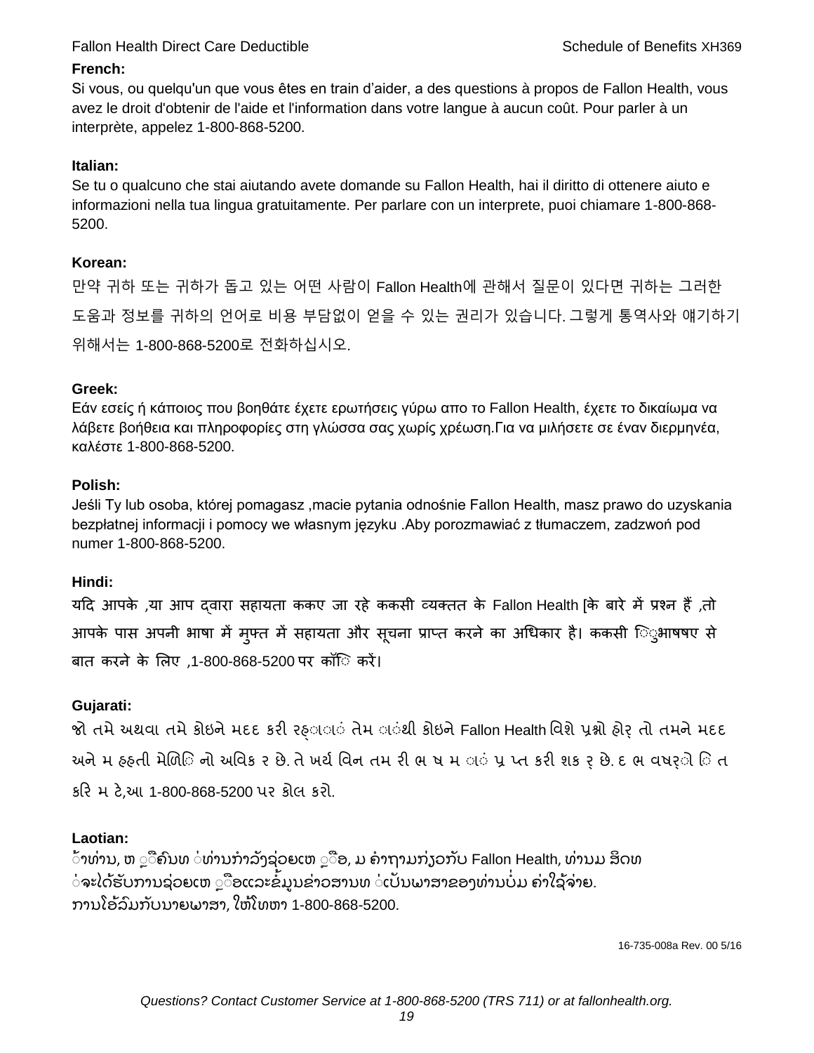**French:**
Si vous, ou quelqu'un que vous êtes en train d'aider, a des questions à propos de Fallon Health, vous avez le droit d'obtenir de l'aide et l'information dans votre langue à aucun coût. Pour parler à un interprète, appelez 1-800-868-5200.

**Italian:**
Se tu o qualcuno che stai aiutando avete domande su Fallon Health, hai il diritto di ottenere aiuto e informazioni nella tua lingua gratuitamente. Per parlare con un interprete, puoi chiamare 1-800-868-5200.

**Korean:**
만약 귀하 또는 귀하가 돕고 있는 어떤 사람이 Fallon Health에 관해서 질문이 있다면 귀하는 그러한 도움과 정보를 귀하의 언어로 비용 부담없이 얻을 수 있는 권리가 있습니다. 그렇게 통역사와 얘기하기 위해서는 1-800-868-5200로 전화하십시오.

**Greek:**
Εάν εσείς ή κάποιος που βοηθάτε έχετε ερωτήσεις γύρω απο το Fallon Health, έχετε το δικαίωμα να λάβετε βοήθεια και πληροφορίες στη γλώσσα σας χωρίς χρέωση.Για να μιλήσετε σε έναν διερμηνέα, καλέστε 1-800-868-5200.

**Polish:**
Jeśli Ty lub osoba, której pomagasz ,macie pytania odnośnie Fallon Health, masz prawo do uzyskania bezpłatnej informacji i pomocy we własnym języku .Aby porozmawiać z tłumaczem, zadzwoń pod numer 1-800-868-5200.

**Hindi:**
यदि आपके ,या आप द्वारा सहायता ककए जा रहे ककसी व्यक्तत के Fallon Health [के बारे में प्रश्न हैं ,तो आपके पास अपनी भाषा में मुफ्त में सहायता और सूचना प्राप्त करने का अधिकार है। ककसी िुभाषषए से बात करने के लिए ,1-800-868-5200 पर कॉि करें।

**Gujarati:**
જો તમે અથવા તમે કોઇને મદદ કરી રહ્યાં તેમ ાંથી કોઇને Fallon Health વિશે પ્રશ્નો હોર્ તો તમને મદદ અને મ હહતી મેળિિ નો અવિક ર છે. તે ખર્ચ વિન તમ રી ભ ષ મ ાં પ્ર પ્ત કરી શક ર્ છે. દ ભ વષર્ો િ ત કરિ મ ટે,આ 1-800-868-5200 પર કોલ કરો.

**Laotian:**
ຖ້າທ່ານ, ຫ ຼືຄົນທ ່ທ່ານກໍາລັງຊ່ວຍເຫ ຼືອ, ມ ຄໍາຖາມກ່ຽວກັບ Fallon Health, ທ່ານມ ສິດທ ່ຈະໄດ້ຮັບການຊ່ວຍເຫ ຼືອແລະຂໍ້ມູນຂ່າວສານທ ່ເປັນພາສາຂອງທ່ານບໍ່ມ ຄ່າໃຊ້ຈ່າຍ. ການໂອ້ລົມກັບນາຍພາສາ, ໃຫ້ໂທຫາ 1-800-868-5200.

16-735-008a Rev. 00 5/16